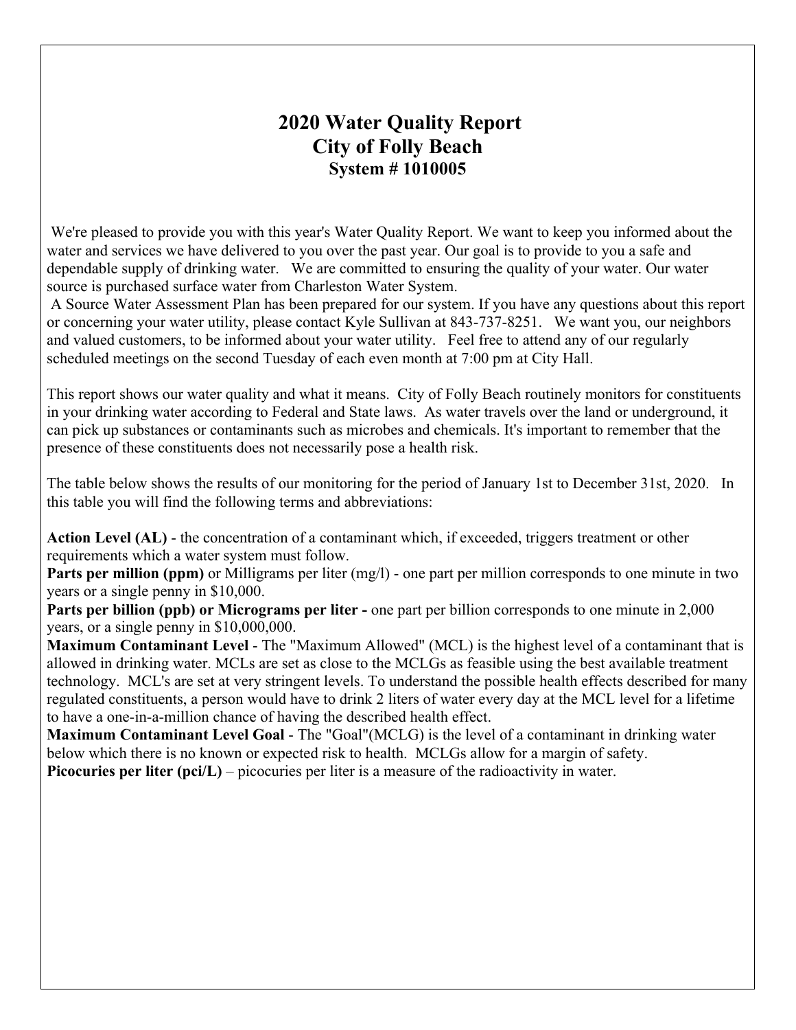# 2020 Water Quality Report
# City of Folly Beach
### System # 1010005

We're pleased to provide you with this year's Water Quality Report. We want to keep you informed about the water and services we have delivered to you over the past year. Our goal is to provide to you a safe and dependable supply of drinking water. We are committed to ensuring the quality of your water. Our water source is purchased surface water from Charleston Water System.

A Source Water Assessment Plan has been prepared for our system. If you have any questions about this report or concerning your water utility, please contact Kyle Sullivan at 843-737-8251. We want you, our neighbors and valued customers, to be informed about your water utility. Feel free to attend any of our regularly scheduled meetings on the second Tuesday of each even month at 7:00 pm at City Hall.

This report shows our water quality and what it means. City of Folly Beach routinely monitors for constituents in your drinking water according to Federal and State laws. As water travels over the land or underground, it can pick up substances or contaminants such as microbes and chemicals. It's important to remember that the presence of these constituents does not necessarily pose a health risk.

The table below shows the results of our monitoring for the period of January 1st to December 31st, 2020. In this table you will find the following terms and abbreviations:

**Action Level (AL)** - the concentration of a contaminant which, if exceeded, triggers treatment or other requirements which a water system must follow.
**Parts per million (ppm)** or Milligrams per liter (mg/l) - one part per million corresponds to one minute in two years or a single penny in $10,000.
**Parts per billion (ppb) or Micrograms per liter -** one part per billion corresponds to one minute in 2,000 years, or a single penny in $10,000,000.
**Maximum Contaminant Level** - The "Maximum Allowed" (MCL) is the highest level of a contaminant that is allowed in drinking water. MCLs are set as close to the MCLGs as feasible using the best available treatment technology. MCL's are set at very stringent levels. To understand the possible health effects described for many regulated constituents, a person would have to drink 2 liters of water every day at the MCL level for a lifetime to have a one-in-a-million chance of having the described health effect.
**Maximum Contaminant Level Goal** - The "Goal"(MCLG) is the level of a contaminant in drinking water below which there is no known or expected risk to health. MCLGs allow for a margin of safety.
**Picocuries per liter (pci/L)** – picocuries per liter is a measure of the radioactivity in water.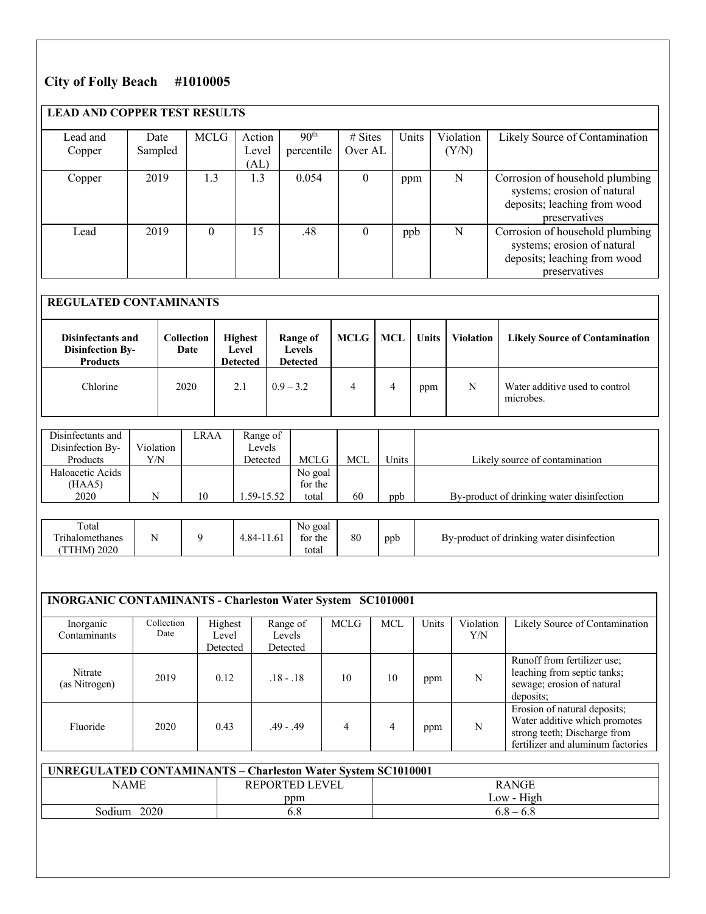## City of Folly Beach #1010005

**LEAD AND COPPER TEST RESULTS**

| Lead and Copper | Date Sampled | MCLG | Action Level (AL) | $90^{th}$ percentile | # Sites Over AL | Units | Violation (Y/N) | Likely Source of Contamination |
|---|---|---|---|---|---|---|---|---|
| Copper | 2019 | 1.3 | 1.3 | 0.054 | 0 | ppm | N | Corrosion of household plumbing systems; erosion of natural deposits; leaching from wood preservatives |
| Lead | 2019 | 0 | 15 | .48 | 0 | ppb | N | Corrosion of household plumbing systems; erosion of natural deposits; leaching from wood preservatives |

**REGULATED CONTAMINANTS**

| **Disinfectants and Disinfection By-Products** | **Collection Date** | **Highest Level Detected** | **Range of Levels Detected** | **MCLG** | **MCL** | **Units** | **Violation** | **Likely Source of Contamination** |
|---|---|---|---|---|---|---|---|---|
| Chlorine | 2020 | 2.1 | 0.9 – 3.2 | 4 | 4 | ppm | N | Water additive used to control microbes. |

| Disinfectants and Disinfection By-Products | Violation Y/N | LRAA | Range of Levels Detected | MCLG | MCL | Units | Likely source of contamination |
|---|---|---|---|---|---|---|---|
| Haloacetic Acids (HAA5) 2020 | N | 10 | 1.59-15.52 | No goal for the total | 60 | ppb | By-product of drinking water disinfection |
| Total Trihalomethanes (TTHM) 2020 | N | 9 | 4.84-11.61 | No goal for the total | 80 | ppb | By-product of drinking water disinfection |

**INORGANIC CONTAMINANTS - Charleston Water System SC1010001**

| Inorganic Contaminants | Collection Date | Highest Level Detected | Range of Levels Detected | MCLG | MCL | Units | Violation Y/N | Likely Source of Contamination |
|---|---|---|---|---|---|---|---|---|
| Nitrate (as Nitrogen) | 2019 | 0.12 | .18 - .18 | 10 | 10 | ppm | N | Runoff from fertilizer use; leaching from septic tanks; sewage; erosion of natural deposits; |
| Fluoride | 2020 | 0.43 | .49 - .49 | 4 | 4 | ppm | N | Erosion of natural deposits; Water additive which promotes strong teeth; Discharge from fertilizer and aluminum factories |

**UNREGULATED CONTAMINANTS – Charleston Water System SC1010001**

| NAME | REPORTED LEVEL ppm | RANGE Low - High |
|---|---|---|
| Sodium 2020 | 6.8 | 6.8 – 6.8 |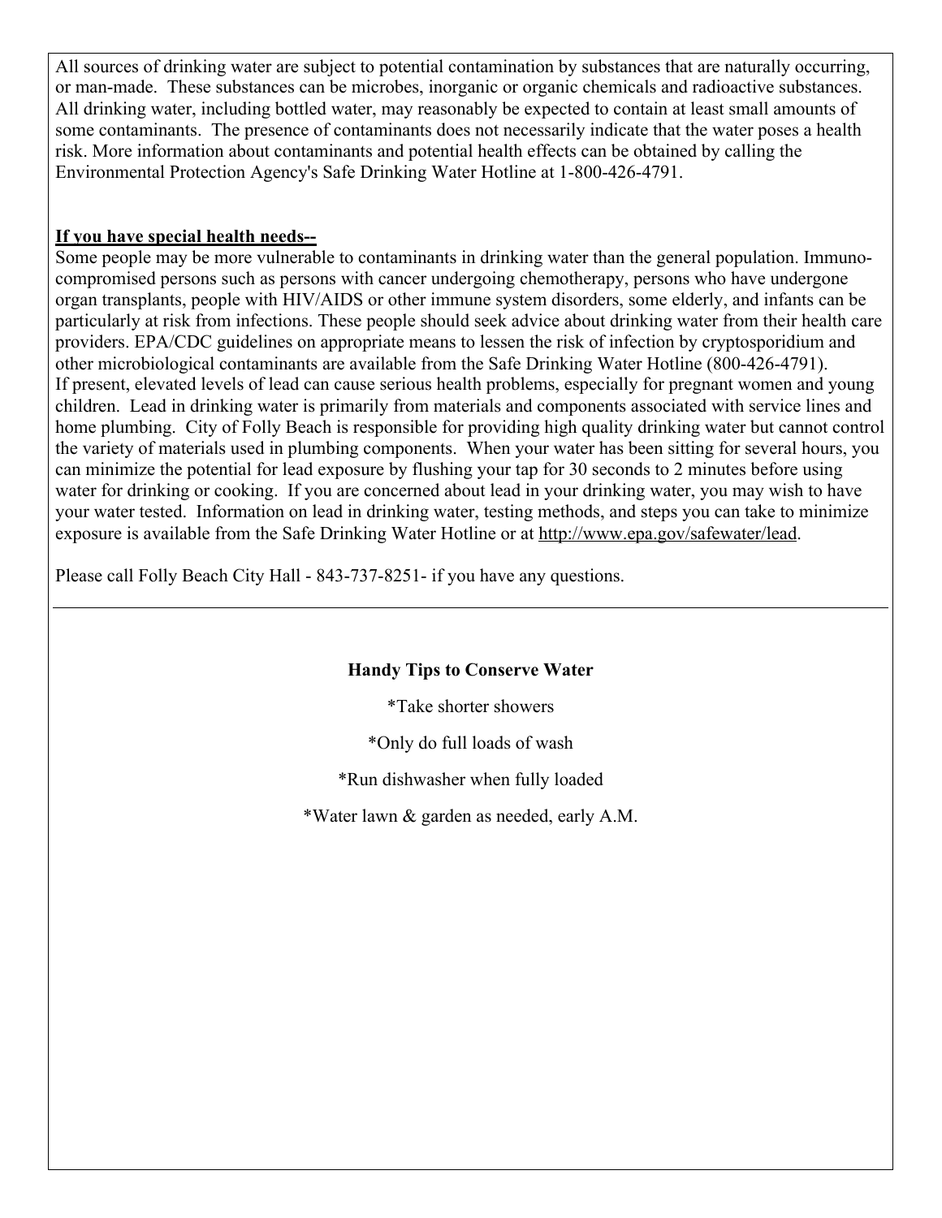All sources of drinking water are subject to potential contamination by substances that are naturally occurring, or man-made. These substances can be microbes, inorganic or organic chemicals and radioactive substances. All drinking water, including bottled water, may reasonably be expected to contain at least small amounts of some contaminants. The presence of contaminants does not necessarily indicate that the water poses a health risk. More information about contaminants and potential health effects can be obtained by calling the Environmental Protection Agency's Safe Drinking Water Hotline at 1-800-426-4791.

**If you have special health needs--**

Some people may be more vulnerable to contaminants in drinking water than the general population. Immuno-compromised persons such as persons with cancer undergoing chemotherapy, persons who have undergone organ transplants, people with HIV/AIDS or other immune system disorders, some elderly, and infants can be particularly at risk from infections. These people should seek advice about drinking water from their health care providers. EPA/CDC guidelines on appropriate means to lessen the risk of infection by cryptosporidium and other microbiological contaminants are available from the Safe Drinking Water Hotline (800-426-4791).

If present, elevated levels of lead can cause serious health problems, especially for pregnant women and young children. Lead in drinking water is primarily from materials and components associated with service lines and home plumbing. City of Folly Beach is responsible for providing high quality drinking water but cannot control the variety of materials used in plumbing components. When your water has been sitting for several hours, you can minimize the potential for lead exposure by flushing your tap for 30 seconds to 2 minutes before using water for drinking or cooking. If you are concerned about lead in your drinking water, you may wish to have your water tested. Information on lead in drinking water, testing methods, and steps you can take to minimize exposure is available from the Safe Drinking Water Hotline or at http://www.epa.gov/safewater/lead.

Please call Folly Beach City Hall - 843-737-8251- if you have any questions.

---

**Handy Tips to Conserve Water**

*Take shorter showers

*Only do full loads of wash

*Run dishwasher when fully loaded

*Water lawn & garden as needed, early A.M.